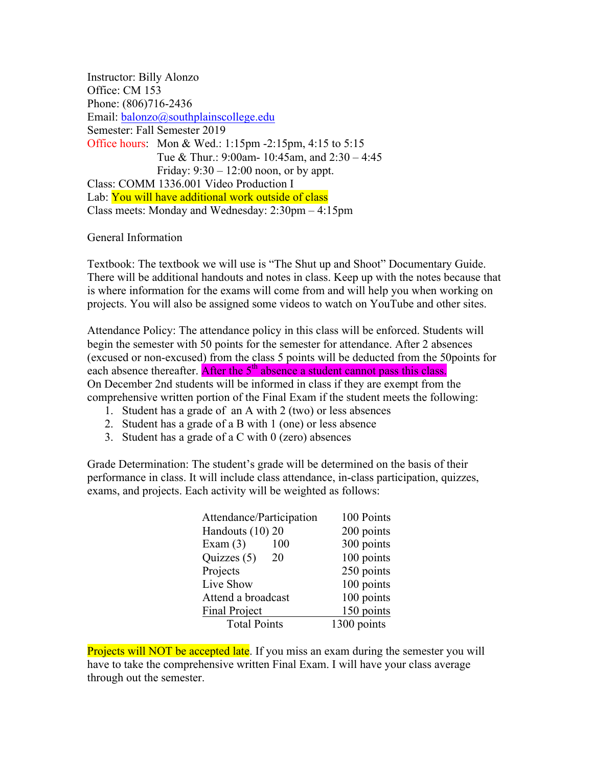Instructor: Billy Alonzo
Office: CM 153
Phone: (806)716-2436
Email: balonzo@southplainscollege.edu
Semester: Fall Semester 2019
Office hours: Mon & Wed.: 1:15pm -2:15pm, 4:15 to 5:15
Tue & Thur.: 9:00am- 10:45am, and 2:30 – 4:45
Friday: 9:30 – 12:00 noon, or by appt.
Class: COMM 1336.001 Video Production I
Lab: You will have additional work outside of class
Class meets: Monday and Wednesday: 2:30pm – 4:15pm

General Information

Textbook: The textbook we will use is "The Shut up and Shoot" Documentary Guide. There will be additional handouts and notes in class. Keep up with the notes because that is where information for the exams will come from and will help you when working on projects. You will also be assigned some videos to watch on YouTube and other sites.

Attendance Policy: The attendance policy in this class will be enforced. Students will begin the semester with 50 points for the semester for attendance. After 2 absences (excused or non-excused) from the class 5 points will be deducted from the 50points for each absence thereafter. After the 5th absence a student cannot pass this class.
On December 2nd students will be informed in class if they are exempt from the comprehensive written portion of the Final Exam if the student meets the following:

1. Student has a grade of an A with 2 (two) or less absences
2. Student has a grade of a B with 1 (one) or less absence
3. Student has a grade of a C with 0 (zero) absences

Grade Determination: The student's grade will be determined on the basis of their performance in class. It will include class attendance, in-class participation, quizzes, exams, and projects. Each activity will be weighted as follows:

| Activity | Points |
|---|---|
| Attendance/Participation | 100 Points |
| Handouts (10) 20 | 200 points |
| Exam (3) 100 | 300 points |
| Quizzes (5) 20 | 100 points |
| Projects | 250 points |
| Live Show | 100 points |
| Attend a broadcast | 100 points |
| Final Project | 150 points |
| Total Points | 1300 points |

Projects will NOT be accepted late. If you miss an exam during the semester you will have to take the comprehensive written Final Exam. I will have your class average through out the semester.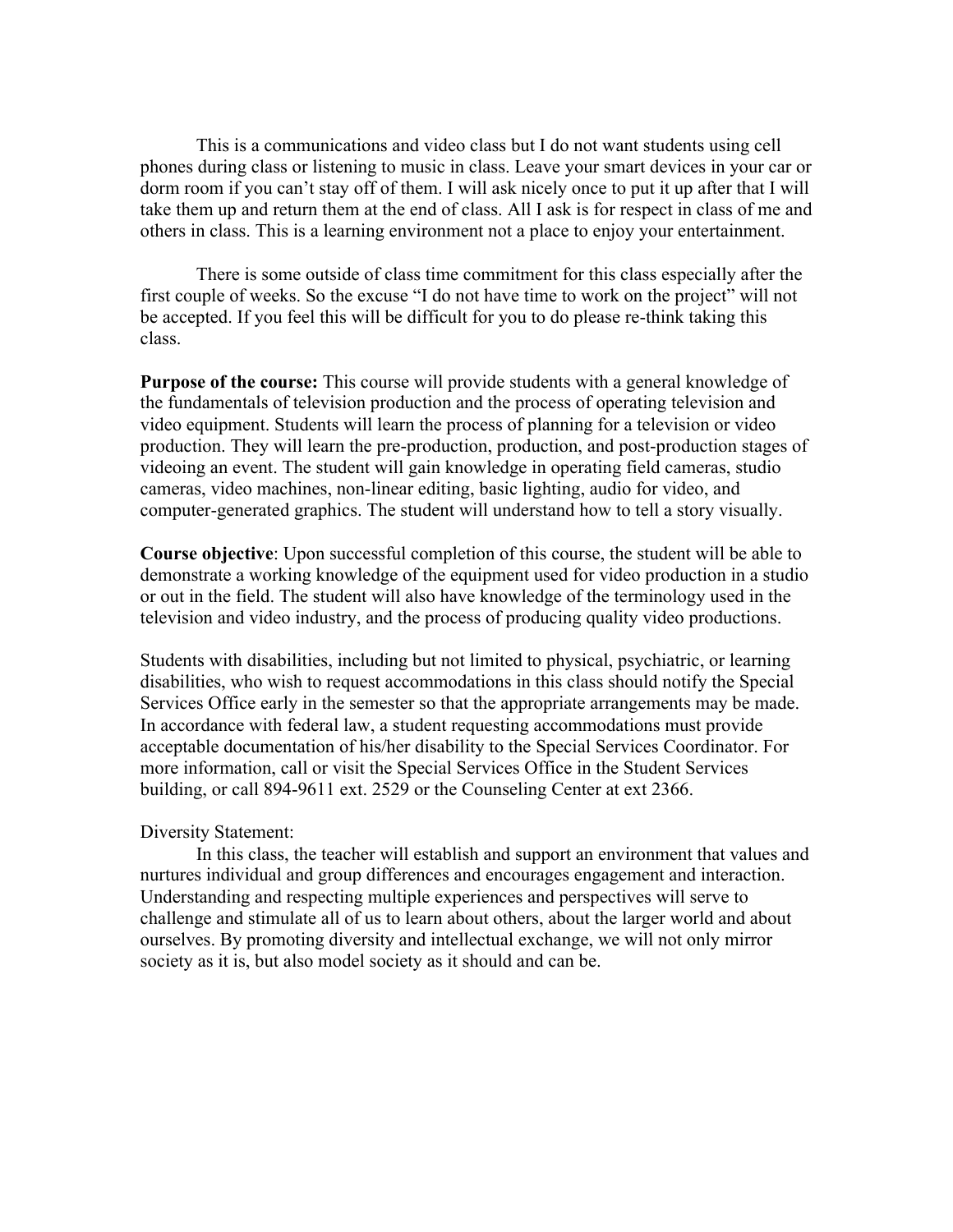This is a communications and video class but I do not want students using cell phones during class or listening to music in class. Leave your smart devices in your car or dorm room if you can't stay off of them. I will ask nicely once to put it up after that I will take them up and return them at the end of class. All I ask is for respect in class of me and others in class. This is a learning environment not a place to enjoy your entertainment.

There is some outside of class time commitment for this class especially after the first couple of weeks. So the excuse "I do not have time to work on the project" will not be accepted. If you feel this will be difficult for you to do please re-think taking this class.

**Purpose of the course:** This course will provide students with a general knowledge of the fundamentals of television production and the process of operating television and video equipment. Students will learn the process of planning for a television or video production. They will learn the pre-production, production, and post-production stages of videoing an event. The student will gain knowledge in operating field cameras, studio cameras, video machines, non-linear editing, basic lighting, audio for video, and computer-generated graphics. The student will understand how to tell a story visually.

**Course objective**: Upon successful completion of this course, the student will be able to demonstrate a working knowledge of the equipment used for video production in a studio or out in the field. The student will also have knowledge of the terminology used in the television and video industry, and the process of producing quality video productions.

Students with disabilities, including but not limited to physical, psychiatric, or learning disabilities, who wish to request accommodations in this class should notify the Special Services Office early in the semester so that the appropriate arrangements may be made. In accordance with federal law, a student requesting accommodations must provide acceptable documentation of his/her disability to the Special Services Coordinator. For more information, call or visit the Special Services Office in the Student Services building, or call 894-9611 ext. 2529 or the Counseling Center at ext 2366.

Diversity Statement:

In this class, the teacher will establish and support an environment that values and nurtures individual and group differences and encourages engagement and interaction. Understanding and respecting multiple experiences and perspectives will serve to challenge and stimulate all of us to learn about others, about the larger world and about ourselves. By promoting diversity and intellectual exchange, we will not only mirror society as it is, but also model society as it should and can be.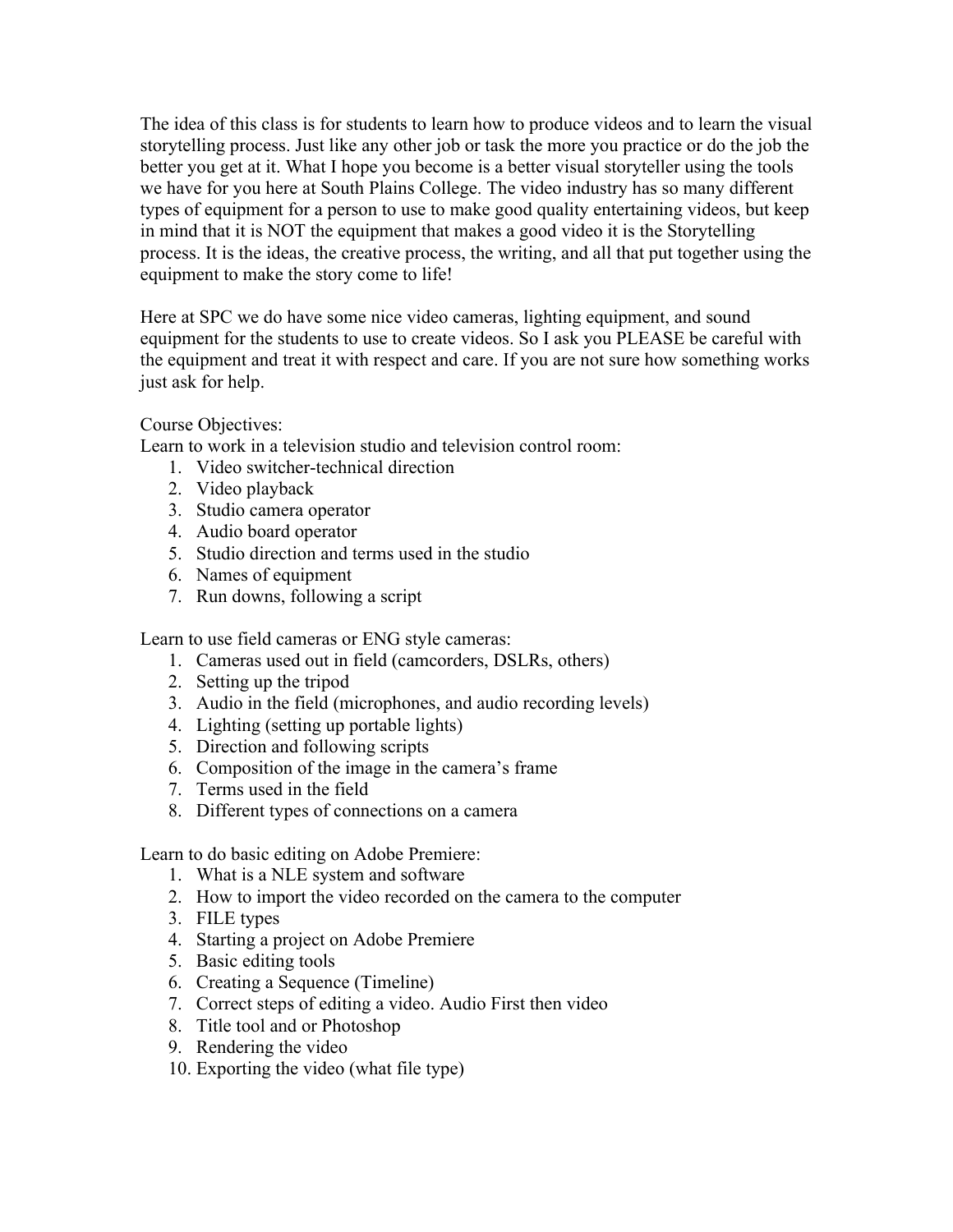The idea of this class is for students to learn how to produce videos and to learn the visual storytelling process. Just like any other job or task the more you practice or do the job the better you get at it. What I hope you become is a better visual storyteller using the tools we have for you here at South Plains College. The video industry has so many different types of equipment for a person to use to make good quality entertaining videos, but keep in mind that it is NOT the equipment that makes a good video it is the Storytelling process. It is the ideas, the creative process, the writing, and all that put together using the equipment to make the story come to life!

Here at SPC we do have some nice video cameras, lighting equipment, and sound equipment for the students to use to create videos. So I ask you PLEASE be careful with the equipment and treat it with respect and care. If you are not sure how something works just ask for help.

Course Objectives:

Learn to work in a television studio and television control room:

1. Video switcher-technical direction
2. Video playback
3. Studio camera operator
4. Audio board operator
5. Studio direction and terms used in the studio
6. Names of equipment
7. Run downs, following a script

Learn to use field cameras or ENG style cameras:

1. Cameras used out in field (camcorders, DSLRs, others)
2. Setting up the tripod
3. Audio in the field (microphones, and audio recording levels)
4. Lighting (setting up portable lights)
5. Direction and following scripts
6. Composition of the image in the camera's frame
7. Terms used in the field
8. Different types of connections on a camera

Learn to do basic editing on Adobe Premiere:

1. What is a NLE system and software
2. How to import the video recorded on the camera to the computer
3. FILE types
4. Starting a project on Adobe Premiere
5. Basic editing tools
6. Creating a Sequence (Timeline)
7. Correct steps of editing a video. Audio First then video
8. Title tool and or Photoshop
9. Rendering the video
10. Exporting the video (what file type)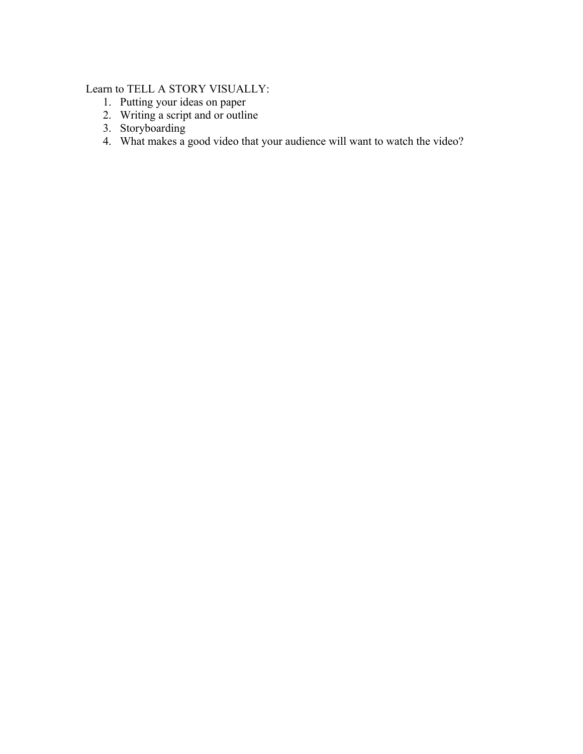Learn to TELL A STORY VISUALLY:

1. Putting your ideas on paper
2. Writing a script and or outline
3. Storyboarding
4. What makes a good video that your audience will want to watch the video?